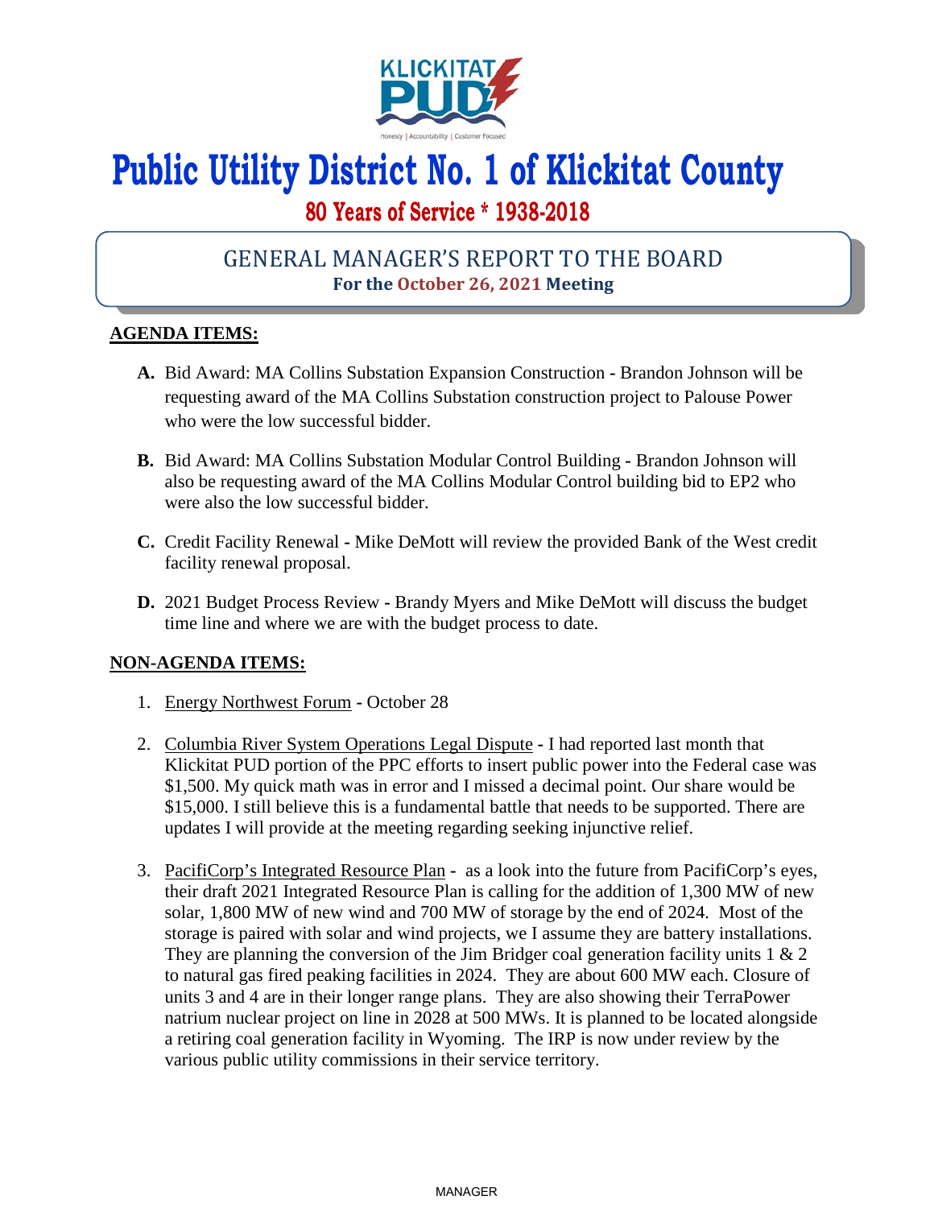# Public Utility District No. 1 of Klickitat County

## 80 Years of Service * 1938-2018

## GENERAL MANAGER'S REPORT TO THE BOARD

**For the October 26, 2021 Meeting**

**AGENDA ITEMS:**

**A.** Bid Award: MA Collins Substation Expansion Construction - Brandon Johnson will be requesting award of the MA Collins Substation construction project to Palouse Power who were the low successful bidder.

**B.** Bid Award: MA Collins Substation Modular Control Building - Brandon Johnson will also be requesting award of the MA Collins Modular Control building bid to EP2 who were also the low successful bidder.

**C.** Credit Facility Renewal - Mike DeMott will review the provided Bank of the West credit facility renewal proposal.

**D.** 2021 Budget Process Review - Brandy Myers and Mike DeMott will discuss the budget time line and where we are with the budget process to date.

**NON-AGENDA ITEMS:**

1. Energy Northwest Forum - October 28

2. Columbia River System Operations Legal Dispute - I had reported last month that Klickitat PUD portion of the PPC efforts to insert public power into the Federal case was $1,500. My quick math was in error and I missed a decimal point. Our share would be $15,000. I still believe this is a fundamental battle that needs to be supported. There are updates I will provide at the meeting regarding seeking injunctive relief.

3. PacifiCorp's Integrated Resource Plan - as a look into the future from PacifiCorp's eyes, their draft 2021 Integrated Resource Plan is calling for the addition of 1,300 MW of new solar, 1,800 MW of new wind and 700 MW of storage by the end of 2024. Most of the storage is paired with solar and wind projects, we I assume they are battery installations. They are planning the conversion of the Jim Bridger coal generation facility units 1 & 2 to natural gas fired peaking facilities in 2024. They are about 600 MW each. Closure of units 3 and 4 are in their longer range plans. They are also showing their TerraPower natrium nuclear project on line in 2028 at 500 MWs. It is planned to be located alongside a retiring coal generation facility in Wyoming. The IRP is now under review by the various public utility commissions in their service territory.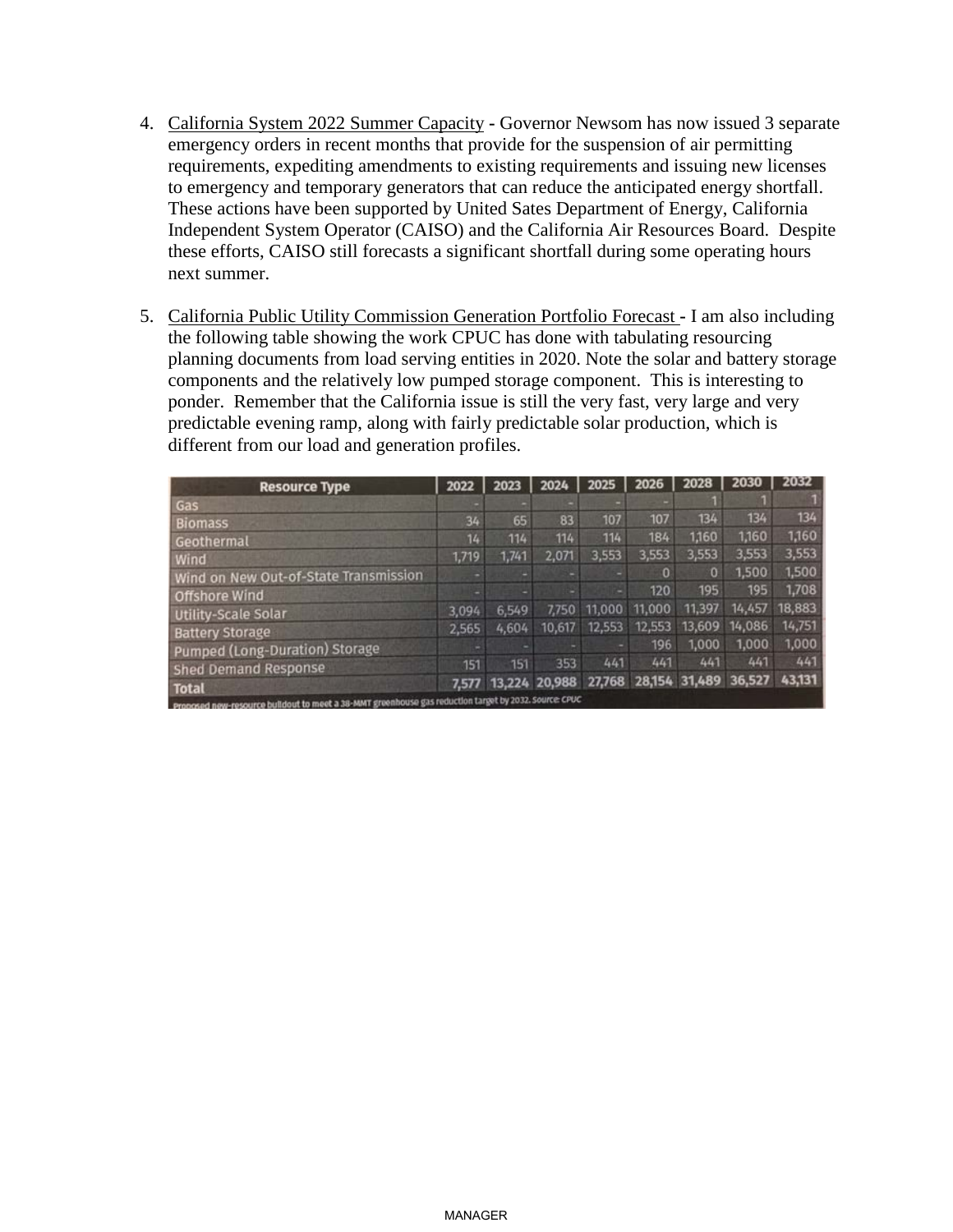4. <u>California System 2022 Summer Capacity</u> - Governor Newsom has now issued 3 separate emergency orders in recent months that provide for the suspension of air permitting requirements, expediting amendments to existing requirements and issuing new licenses to emergency and temporary generators that can reduce the anticipated energy shortfall. These actions have been supported by United Sates Department of Energy, California Independent System Operator (CAISO) and the California Air Resources Board. Despite these efforts, CAISO still forecasts a significant shortfall during some operating hours next summer.

5. <u>California Public Utility Commission Generation Portfolio Forecast</u> - I am also including the following table showing the work CPUC has done with tabulating resourcing planning documents from load serving entities in 2020. Note the solar and battery storage components and the relatively low pumped storage component. This is interesting to ponder. Remember that the California issue is still the very fast, very large and very predictable evening ramp, along with fairly predictable solar production, which is different from our load and generation profiles.

| Resource Type | 2022 | 2023 | 2024 | 2025 | 2026 | 2028 | 2030 | 2032 |
|---|---|---|---|---|---|---|---|---|
| Gas | - | - | - | - | - | 1 | 1 | 1 |
| Biomass | 34 | 65 | 83 | 107 | 107 | 134 | 134 | 134 |
| Geothermal | 14 | 114 | 114 | 114 | 184 | 1,160 | 1,160 | 1,160 |
| Wind | 1,719 | 1,741 | 2,071 | 3,553 | 3,553 | 3,553 | 3,553 | 3,553 |
| Wind on New Out-of-State Transmission | - | - | - | - | 0 | 0 | 1,500 | 1,500 |
| Offshore Wind | - | - | - | - | 120 | 195 | 195 | 1,708 |
| Utility-Scale Solar | 3,094 | 6,549 | 7,750 | 11,000 | 11,000 | 11,397 | 14,457 | 18,883 |
| Battery Storage | 2,565 | 4,604 | 10,617 | 12,553 | 12,553 | 13,609 | 14,086 | 14,751 |
| Pumped (Long-Duration) Storage | - | - | - | - | 196 | 1,000 | 1,000 | 1,000 |
| Shed Demand Response | 151 | 151 | 353 | 441 | 441 | 441 | 441 | 441 |
| **Total** | **7,577** | **13,224** | **20,988** | **27,768** | **28,154** | **31,489** | **36,527** | **43,131** |

Proposed new-resource buildout to meet a 38-MMT greenhouse gas reduction target by 2032. Source: CPUC